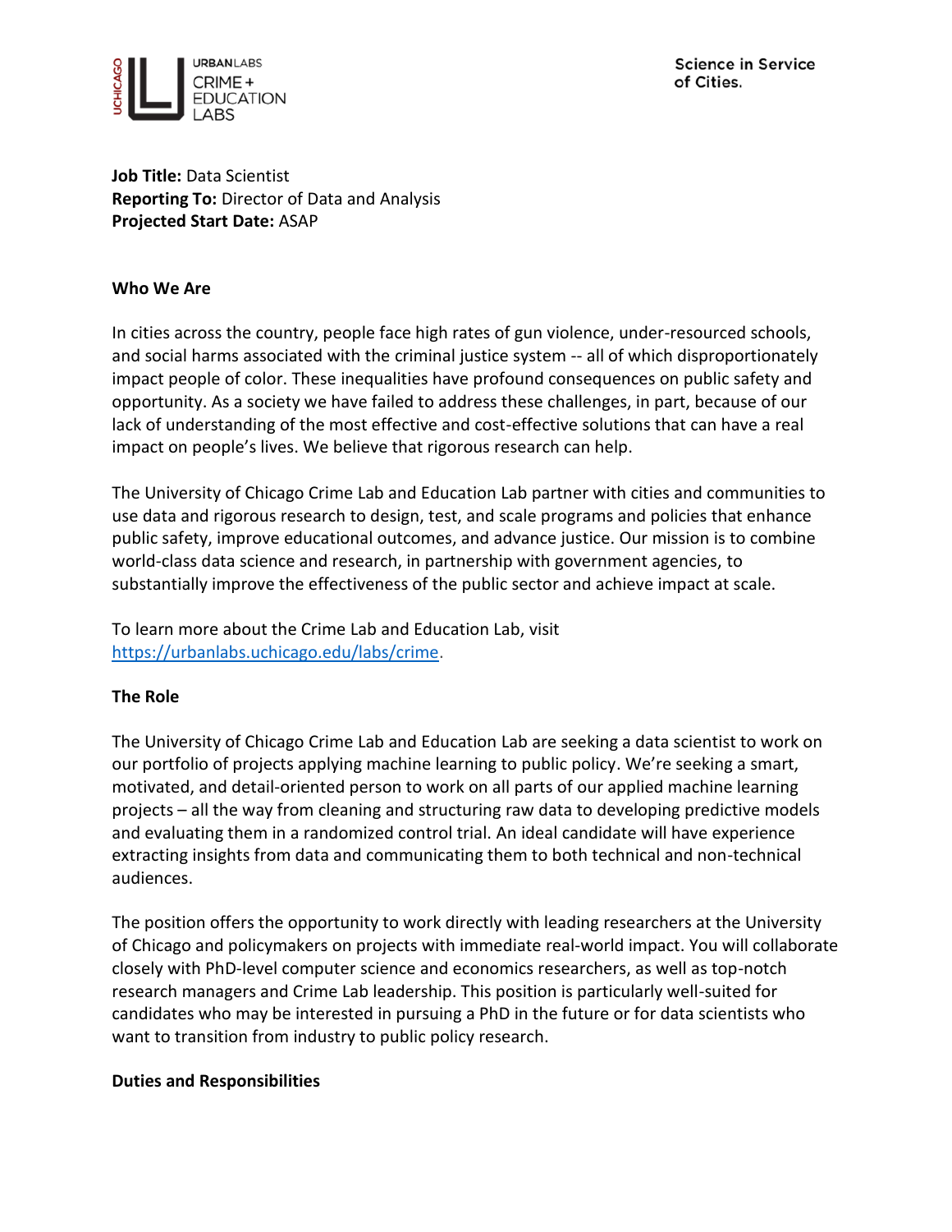URBANLABS CRIME + EDUCATION LABS

Science in Service of Cities.

**Job Title:** Data Scientist
**Reporting To:** Director of Data and Analysis
**Projected Start Date:** ASAP

**Who We Are**

In cities across the country, people face high rates of gun violence, under-resourced schools, and social harms associated with the criminal justice system -- all of which disproportionately impact people of color. These inequalities have profound consequences on public safety and opportunity. As a society we have failed to address these challenges, in part, because of our lack of understanding of the most effective and cost-effective solutions that can have a real impact on people's lives. We believe that rigorous research can help.

The University of Chicago Crime Lab and Education Lab partner with cities and communities to use data and rigorous research to design, test, and scale programs and policies that enhance public safety, improve educational outcomes, and advance justice. Our mission is to combine world-class data science and research, in partnership with government agencies, to substantially improve the effectiveness of the public sector and achieve impact at scale.

To learn more about the Crime Lab and Education Lab, visit https://urbanlabs.uchicago.edu/labs/crime.

**The Role**

The University of Chicago Crime Lab and Education Lab are seeking a data scientist to work on our portfolio of projects applying machine learning to public policy. We're seeking a smart, motivated, and detail-oriented person to work on all parts of our applied machine learning projects – all the way from cleaning and structuring raw data to developing predictive models and evaluating them in a randomized control trial. An ideal candidate will have experience extracting insights from data and communicating them to both technical and non-technical audiences.

The position offers the opportunity to work directly with leading researchers at the University of Chicago and policymakers on projects with immediate real-world impact. You will collaborate closely with PhD-level computer science and economics researchers, as well as top-notch research managers and Crime Lab leadership. This position is particularly well-suited for candidates who may be interested in pursuing a PhD in the future or for data scientists who want to transition from industry to public policy research.

**Duties and Responsibilities**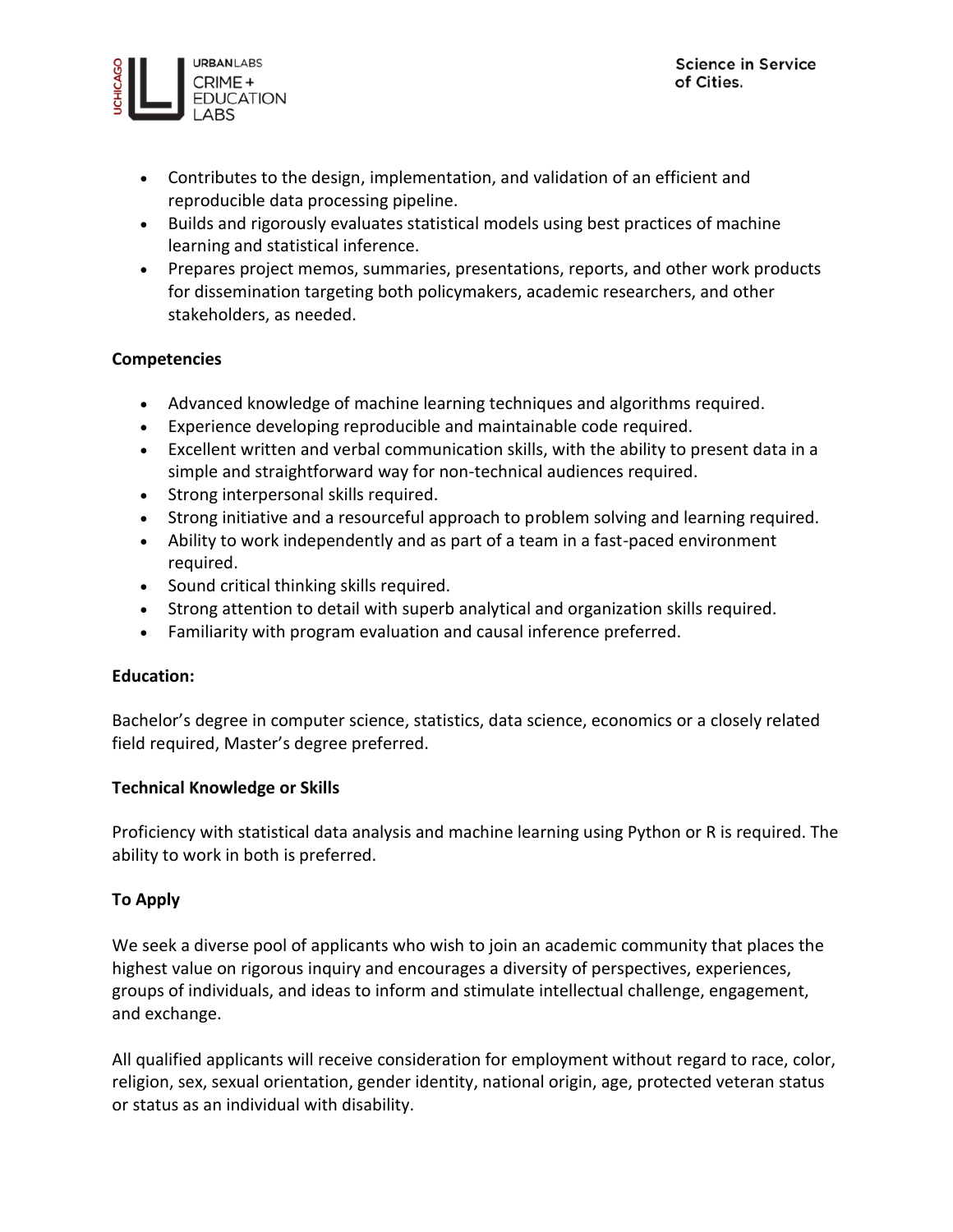- Contributes to the design, implementation, and validation of an efficient and reproducible data processing pipeline.
- Builds and rigorously evaluates statistical models using best practices of machine learning and statistical inference.
- Prepares project memos, summaries, presentations, reports, and other work products for dissemination targeting both policymakers, academic researchers, and other stakeholders, as needed.

**Competencies**

- Advanced knowledge of machine learning techniques and algorithms required.
- Experience developing reproducible and maintainable code required.
- Excellent written and verbal communication skills, with the ability to present data in a simple and straightforward way for non-technical audiences required.
- Strong interpersonal skills required.
- Strong initiative and a resourceful approach to problem solving and learning required.
- Ability to work independently and as part of a team in a fast-paced environment required.
- Sound critical thinking skills required.
- Strong attention to detail with superb analytical and organization skills required.
- Familiarity with program evaluation and causal inference preferred.

**Education:**

Bachelor's degree in computer science, statistics, data science, economics or a closely related field required, Master's degree preferred.

**Technical Knowledge or Skills**

Proficiency with statistical data analysis and machine learning using Python or R is required. The ability to work in both is preferred.

**To Apply**

We seek a diverse pool of applicants who wish to join an academic community that places the highest value on rigorous inquiry and encourages a diversity of perspectives, experiences, groups of individuals, and ideas to inform and stimulate intellectual challenge, engagement, and exchange.

All qualified applicants will receive consideration for employment without regard to race, color, religion, sex, sexual orientation, gender identity, national origin, age, protected veteran status or status as an individual with disability.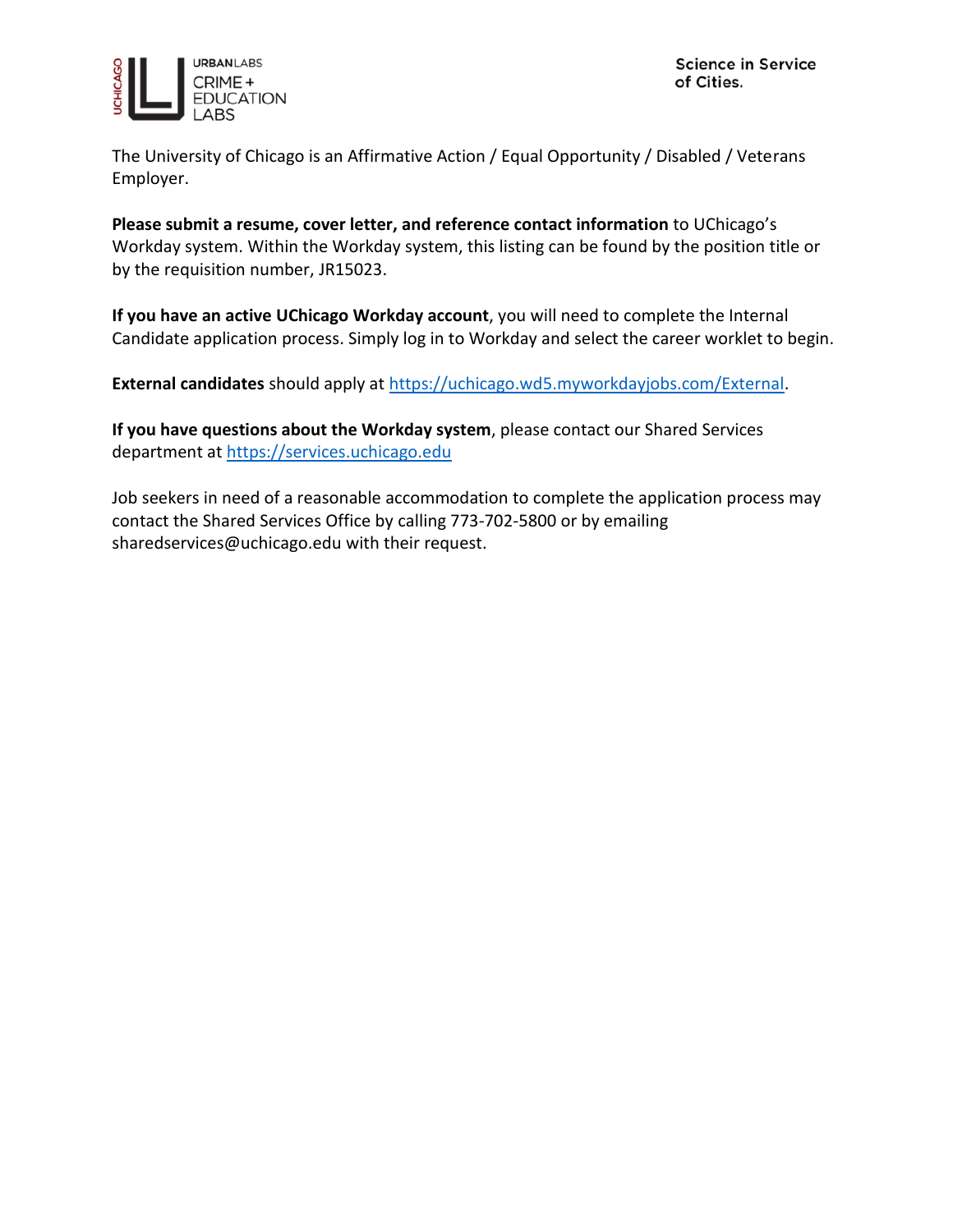The University of Chicago is an Affirmative Action / Equal Opportunity / Disabled / Veterans Employer.

**Please submit a resume, cover letter, and reference contact information** to UChicago's Workday system. Within the Workday system, this listing can be found by the position title or by the requisition number, JR15023.

**If you have an active UChicago Workday account**, you will need to complete the Internal Candidate application process. Simply log in to Workday and select the career worklet to begin.

**External candidates** should apply at https://uchicago.wd5.myworkdayjobs.com/External.

**If you have questions about the Workday system**, please contact our Shared Services department at https://services.uchicago.edu

Job seekers in need of a reasonable accommodation to complete the application process may contact the Shared Services Office by calling 773-702-5800 or by emailing sharedservices@uchicago.edu with their request.